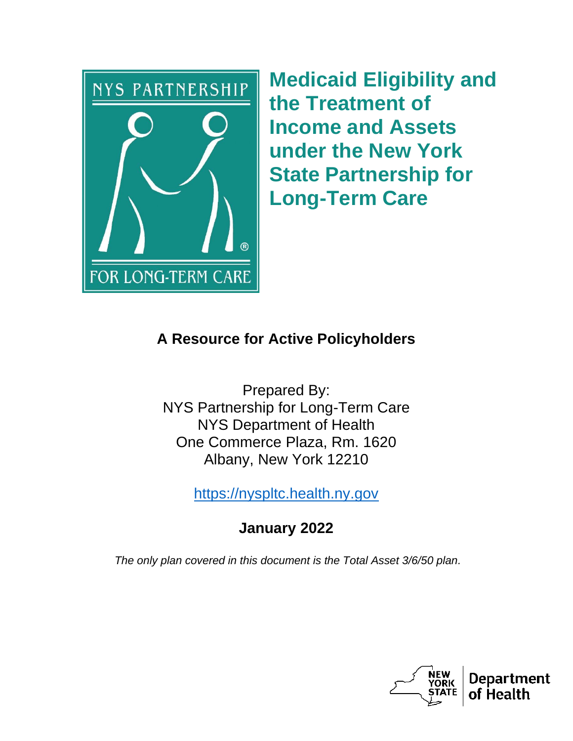# Medicaid Eligibility and the Treatment of Income and Assets under the New York State Partnership for Long-Term Care

## A Resource for Active Policyholders

Prepared By:
NYS Partnership for Long-Term Care
NYS Department of Health
One Commerce Plaza, Rm. 1620
Albany, New York 12210

https://nyspltc.health.ny.gov

**January 2022**

*The only plan covered in this document is the Total Asset 3/6/50 plan.*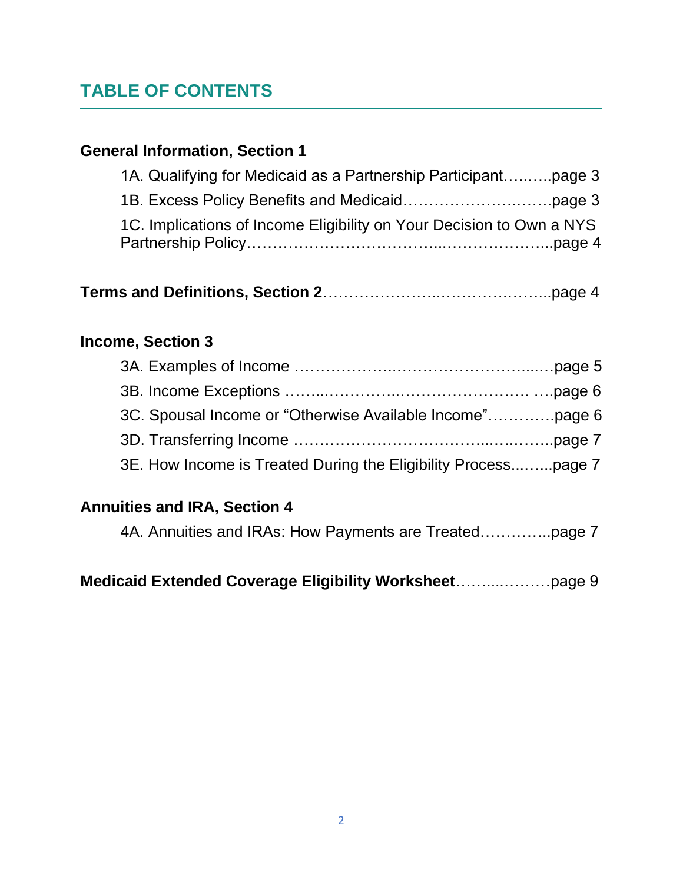## TABLE OF CONTENTS

**General Information, Section 1**

1A. Qualifying for Medicaid as a Partnership Participant……..page 3

1B. Excess Policy Benefits and Medicaid……………………….page 3

1C. Implications of Income Eligibility on Your Decision to Own a NYS Partnership Policy……………………………..………………...page 4

**Terms and Definitions, Section 2**……………………..……………………...page 4

**Income, Section 3**

3A. Examples of Income ……………….………………………...…page 5

3B. Income Exceptions ……..………..……………………. ….page 6

3C. Spousal Income or "Otherwise Available Income"………….page 6

3D. Transferring Income ……………………………...…..……..page 7

3E. How Income is Treated During the Eligibility Process...…...page 7

**Annuities and IRA, Section 4**

4A. Annuities and IRAs: How Payments are Treated…………..page 7

**Medicaid Extended Coverage Eligibility Worksheet**……...………page 9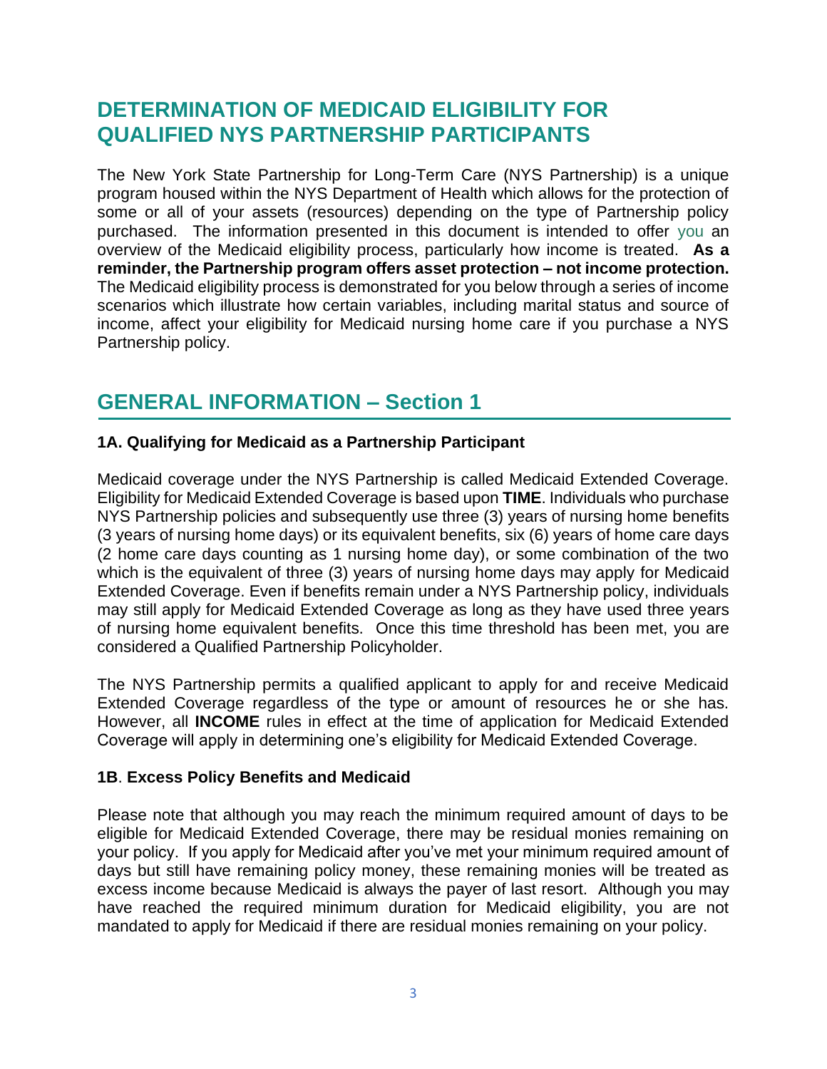# DETERMINATION OF MEDICAID ELIGIBILITY FOR QUALIFIED NYS PARTNERSHIP PARTICIPANTS

The New York State Partnership for Long-Term Care (NYS Partnership) is a unique program housed within the NYS Department of Health which allows for the protection of some or all of your assets (resources) depending on the type of Partnership policy purchased. The information presented in this document is intended to offer you an overview of the Medicaid eligibility process, particularly how income is treated. **As a reminder, the Partnership program offers asset protection – not income protection.** The Medicaid eligibility process is demonstrated for you below through a series of income scenarios which illustrate how certain variables, including marital status and source of income, affect your eligibility for Medicaid nursing home care if you purchase a NYS Partnership policy.

## GENERAL INFORMATION – Section 1

### 1A. Qualifying for Medicaid as a Partnership Participant

Medicaid coverage under the NYS Partnership is called Medicaid Extended Coverage. Eligibility for Medicaid Extended Coverage is based upon **TIME**. Individuals who purchase NYS Partnership policies and subsequently use three (3) years of nursing home benefits (3 years of nursing home days) or its equivalent benefits, six (6) years of home care days (2 home care days counting as 1 nursing home day), or some combination of the two which is the equivalent of three (3) years of nursing home days may apply for Medicaid Extended Coverage. Even if benefits remain under a NYS Partnership policy, individuals may still apply for Medicaid Extended Coverage as long as they have used three years of nursing home equivalent benefits. Once this time threshold has been met, you are considered a Qualified Partnership Policyholder.

The NYS Partnership permits a qualified applicant to apply for and receive Medicaid Extended Coverage regardless of the type or amount of resources he or she has. However, all **INCOME** rules in effect at the time of application for Medicaid Extended Coverage will apply in determining one's eligibility for Medicaid Extended Coverage.

### 1B. Excess Policy Benefits and Medicaid

Please note that although you may reach the minimum required amount of days to be eligible for Medicaid Extended Coverage, there may be residual monies remaining on your policy. If you apply for Medicaid after you've met your minimum required amount of days but still have remaining policy money, these remaining monies will be treated as excess income because Medicaid is always the payer of last resort. Although you may have reached the required minimum duration for Medicaid eligibility, you are not mandated to apply for Medicaid if there are residual monies remaining on your policy.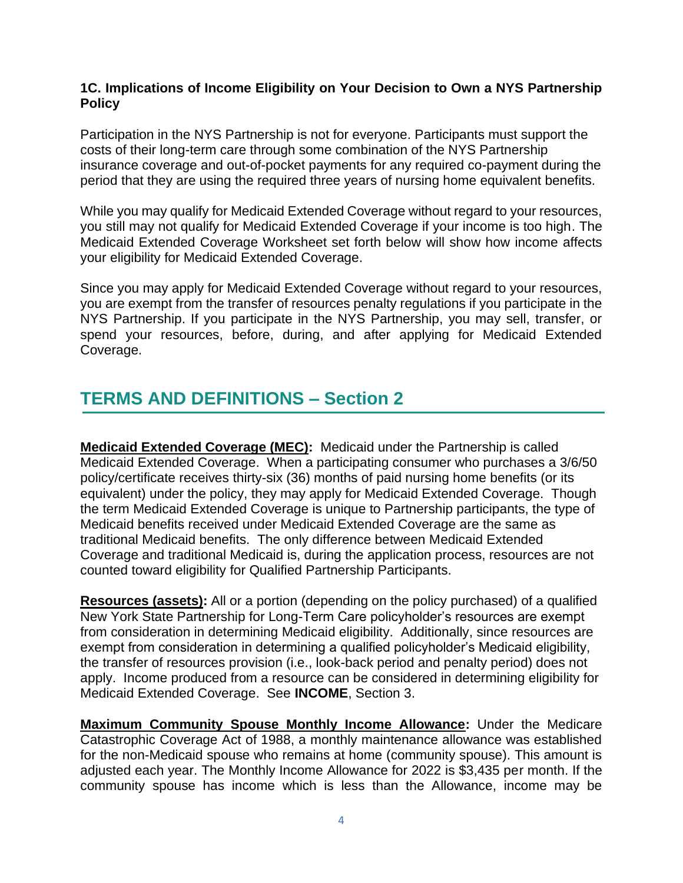### 1C. Implications of Income Eligibility on Your Decision to Own a NYS Partnership Policy

Participation in the NYS Partnership is not for everyone. Participants must support the costs of their long-term care through some combination of the NYS Partnership insurance coverage and out-of-pocket payments for any required co-payment during the period that they are using the required three years of nursing home equivalent benefits.

While you may qualify for Medicaid Extended Coverage without regard to your resources, you still may not qualify for Medicaid Extended Coverage if your income is too high. The Medicaid Extended Coverage Worksheet set forth below will show how income affects your eligibility for Medicaid Extended Coverage.

Since you may apply for Medicaid Extended Coverage without regard to your resources, you are exempt from the transfer of resources penalty regulations if you participate in the NYS Partnership. If you participate in the NYS Partnership, you may sell, transfer, or spend your resources, before, during, and after applying for Medicaid Extended Coverage.

## TERMS AND DEFINITIONS – Section 2

**Medicaid Extended Coverage (MEC):** Medicaid under the Partnership is called Medicaid Extended Coverage. When a participating consumer who purchases a 3/6/50 policy/certificate receives thirty-six (36) months of paid nursing home benefits (or its equivalent) under the policy, they may apply for Medicaid Extended Coverage. Though the term Medicaid Extended Coverage is unique to Partnership participants, the type of Medicaid benefits received under Medicaid Extended Coverage are the same as traditional Medicaid benefits. The only difference between Medicaid Extended Coverage and traditional Medicaid is, during the application process, resources are not counted toward eligibility for Qualified Partnership Participants.

**Resources (assets):** All or a portion (depending on the policy purchased) of a qualified New York State Partnership for Long-Term Care policyholder's resources are exempt from consideration in determining Medicaid eligibility. Additionally, since resources are exempt from consideration in determining a qualified policyholder's Medicaid eligibility, the transfer of resources provision (i.e., look-back period and penalty period) does not apply. Income produced from a resource can be considered in determining eligibility for Medicaid Extended Coverage. See **INCOME**, Section 3.

**Maximum Community Spouse Monthly Income Allowance:** Under the Medicare Catastrophic Coverage Act of 1988, a monthly maintenance allowance was established for the non-Medicaid spouse who remains at home (community spouse). This amount is adjusted each year. The Monthly Income Allowance for 2022 is $3,435 per month. If the community spouse has income which is less than the Allowance, income may be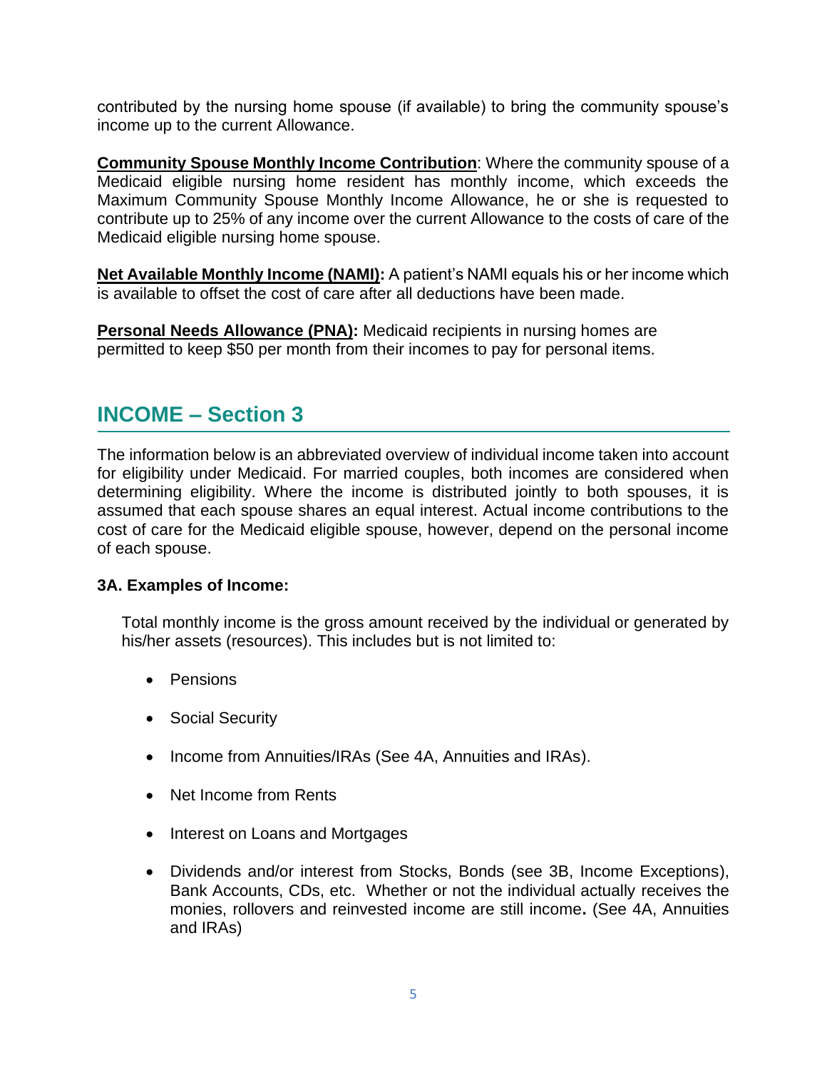contributed by the nursing home spouse (if available) to bring the community spouse's income up to the current Allowance.

**Community Spouse Monthly Income Contribution**: Where the community spouse of a Medicaid eligible nursing home resident has monthly income, which exceeds the Maximum Community Spouse Monthly Income Allowance, he or she is requested to contribute up to 25% of any income over the current Allowance to the costs of care of the Medicaid eligible nursing home spouse.

**Net Available Monthly Income (NAMI):** A patient's NAMI equals his or her income which is available to offset the cost of care after all deductions have been made.

**Personal Needs Allowance (PNA):** Medicaid recipients in nursing homes are permitted to keep $50 per month from their incomes to pay for personal items.

## INCOME – Section 3

The information below is an abbreviated overview of individual income taken into account for eligibility under Medicaid. For married couples, both incomes are considered when determining eligibility. Where the income is distributed jointly to both spouses, it is assumed that each spouse shares an equal interest. Actual income contributions to the cost of care for the Medicaid eligible spouse, however, depend on the personal income of each spouse.

### 3A. Examples of Income:

Total monthly income is the gross amount received by the individual or generated by his/her assets (resources). This includes but is not limited to:

- Pensions
- Social Security
- Income from Annuities/IRAs (See 4A, Annuities and IRAs).
- Net Income from Rents
- Interest on Loans and Mortgages
- Dividends and/or interest from Stocks, Bonds (see 3B, Income Exceptions), Bank Accounts, CDs, etc. Whether or not the individual actually receives the monies, rollovers and reinvested income are still income**.** (See 4A, Annuities and IRAs)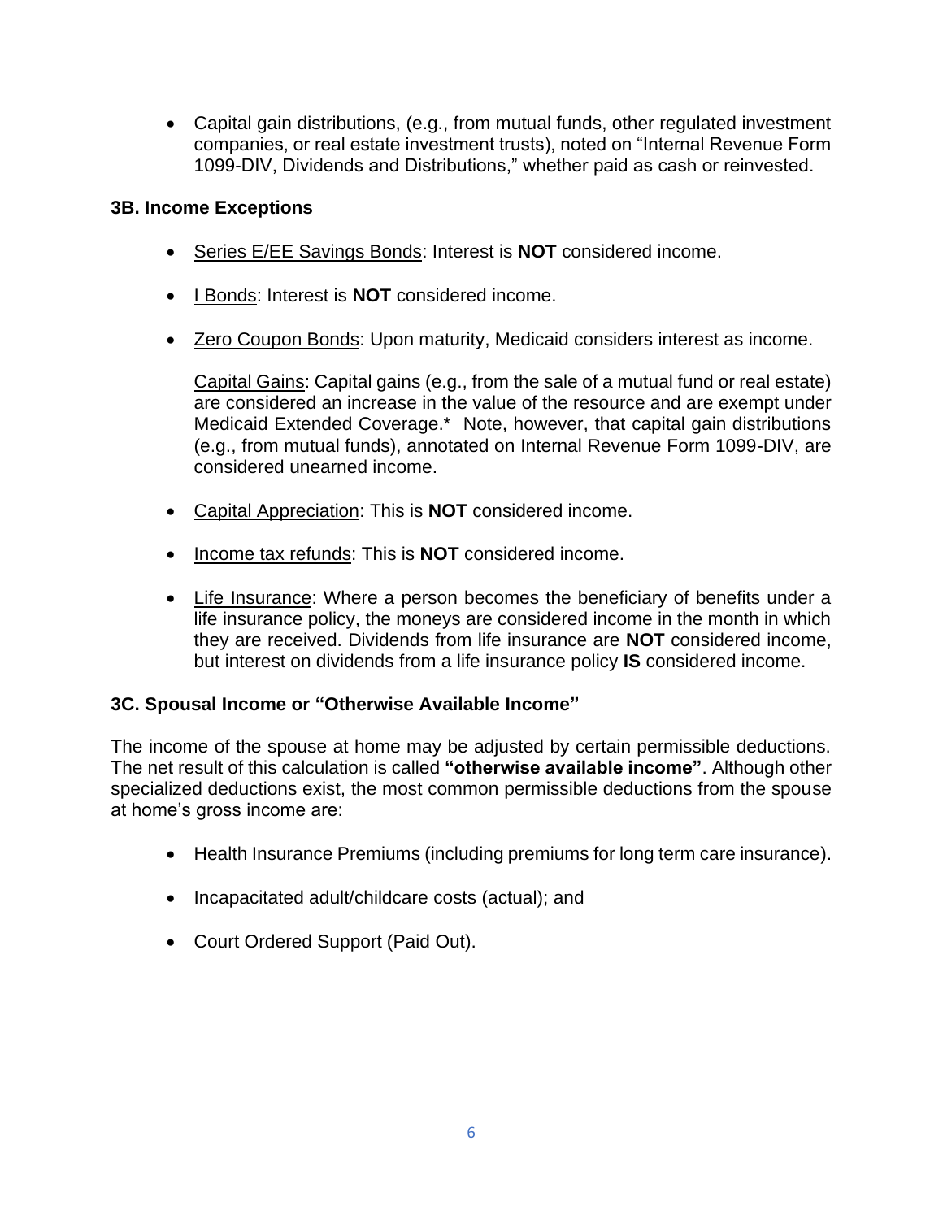- Capital gain distributions, (e.g., from mutual funds, other regulated investment companies, or real estate investment trusts), noted on "Internal Revenue Form 1099-DIV, Dividends and Distributions," whether paid as cash or reinvested.

### 3B. Income Exceptions

- Series E/EE Savings Bonds: Interest is **NOT** considered income.

- I Bonds: Interest is **NOT** considered income.

- Zero Coupon Bonds: Upon maturity, Medicaid considers interest as income.

  Capital Gains: Capital gains (e.g., from the sale of a mutual fund or real estate) are considered an increase in the value of the resource and are exempt under Medicaid Extended Coverage.* Note, however, that capital gain distributions (e.g., from mutual funds), annotated on Internal Revenue Form 1099-DIV, are considered unearned income.

- Capital Appreciation: This is **NOT** considered income.

- Income tax refunds: This is **NOT** considered income.

- Life Insurance: Where a person becomes the beneficiary of benefits under a life insurance policy, the moneys are considered income in the month in which they are received. Dividends from life insurance are **NOT** considered income, but interest on dividends from a life insurance policy **IS** considered income.

### 3C. Spousal Income or "Otherwise Available Income"

The income of the spouse at home may be adjusted by certain permissible deductions. The net result of this calculation is called **"otherwise available income"**. Although other specialized deductions exist, the most common permissible deductions from the spouse at home's gross income are:

- Health Insurance Premiums (including premiums for long term care insurance).

- Incapacitated adult/childcare costs (actual); and

- Court Ordered Support (Paid Out).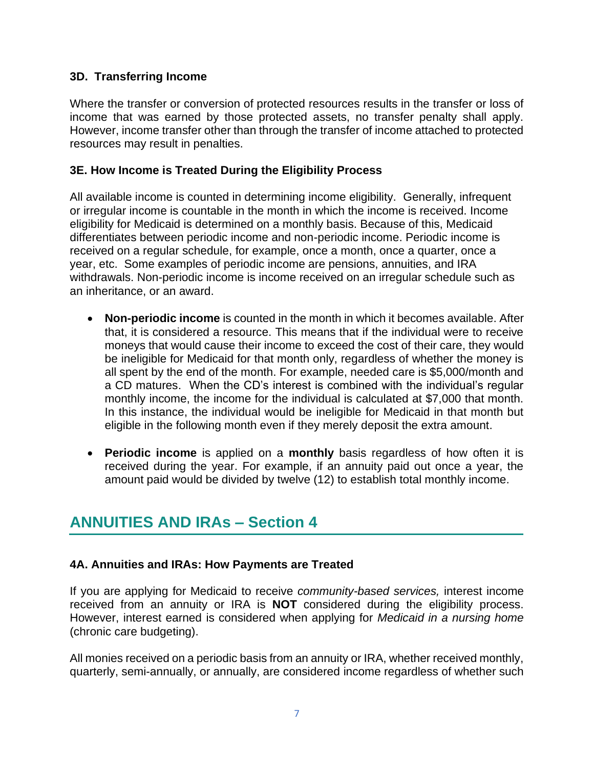### 3D. Transferring Income

Where the transfer or conversion of protected resources results in the transfer or loss of income that was earned by those protected assets, no transfer penalty shall apply. However, income transfer other than through the transfer of income attached to protected resources may result in penalties.

### 3E. How Income is Treated During the Eligibility Process

All available income is counted in determining income eligibility. Generally, infrequent or irregular income is countable in the month in which the income is received. Income eligibility for Medicaid is determined on a monthly basis. Because of this, Medicaid differentiates between periodic income and non-periodic income. Periodic income is received on a regular schedule, for example, once a month, once a quarter, once a year, etc. Some examples of periodic income are pensions, annuities, and IRA withdrawals. Non-periodic income is income received on an irregular schedule such as an inheritance, or an award.

- **Non-periodic income** is counted in the month in which it becomes available. After that, it is considered a resource. This means that if the individual were to receive moneys that would cause their income to exceed the cost of their care, they would be ineligible for Medicaid for that month only, regardless of whether the money is all spent by the end of the month. For example, needed care is $5,000/month and a CD matures. When the CD's interest is combined with the individual's regular monthly income, the income for the individual is calculated at $7,000 that month. In this instance, the individual would be ineligible for Medicaid in that month but eligible in the following month even if they merely deposit the extra amount.

- **Periodic income** is applied on a **monthly** basis regardless of how often it is received during the year. For example, if an annuity paid out once a year, the amount paid would be divided by twelve (12) to establish total monthly income.

## ANNUITIES AND IRAs – Section 4

### 4A. Annuities and IRAs: How Payments are Treated

If you are applying for Medicaid to receive *community-based services,* interest income received from an annuity or IRA is **NOT** considered during the eligibility process. However, interest earned is considered when applying for *Medicaid in a nursing home* (chronic care budgeting).

All monies received on a periodic basis from an annuity or IRA, whether received monthly, quarterly, semi-annually, or annually, are considered income regardless of whether such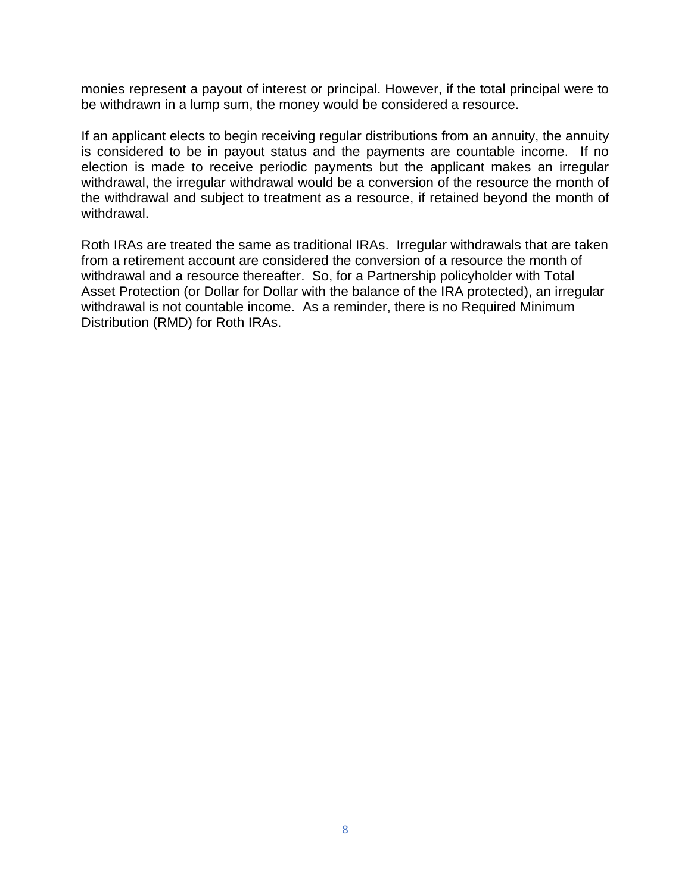monies represent a payout of interest or principal. However, if the total principal were to be withdrawn in a lump sum, the money would be considered a resource.

If an applicant elects to begin receiving regular distributions from an annuity, the annuity is considered to be in payout status and the payments are countable income. If no election is made to receive periodic payments but the applicant makes an irregular withdrawal, the irregular withdrawal would be a conversion of the resource the month of the withdrawal and subject to treatment as a resource, if retained beyond the month of withdrawal.

Roth IRAs are treated the same as traditional IRAs. Irregular withdrawals that are taken from a retirement account are considered the conversion of a resource the month of withdrawal and a resource thereafter. So, for a Partnership policyholder with Total Asset Protection (or Dollar for Dollar with the balance of the IRA protected), an irregular withdrawal is not countable income. As a reminder, there is no Required Minimum Distribution (RMD) for Roth IRAs.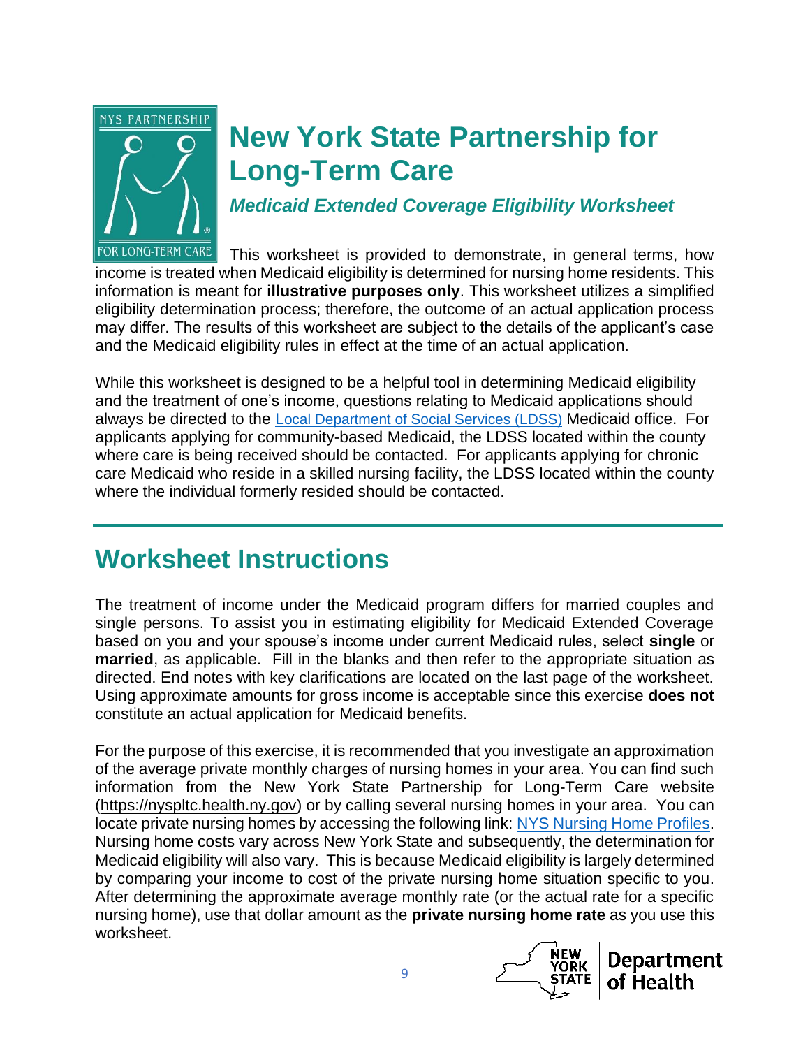# New York State Partnership for Long-Term Care

***Medicaid Extended Coverage Eligibility Worksheet***

This worksheet is provided to demonstrate, in general terms, how income is treated when Medicaid eligibility is determined for nursing home residents. This information is meant for **illustrative purposes only**. This worksheet utilizes a simplified eligibility determination process; therefore, the outcome of an actual application process may differ. The results of this worksheet are subject to the details of the applicant's case and the Medicaid eligibility rules in effect at the time of an actual application.

While this worksheet is designed to be a helpful tool in determining Medicaid eligibility and the treatment of one's income, questions relating to Medicaid applications should always be directed to the Local Department of Social Services (LDSS) Medicaid office. For applicants applying for community-based Medicaid, the LDSS located within the county where care is being received should be contacted. For applicants applying for chronic care Medicaid who reside in a skilled nursing facility, the LDSS located within the county where the individual formerly resided should be contacted.

## Worksheet Instructions

The treatment of income under the Medicaid program differs for married couples and single persons. To assist you in estimating eligibility for Medicaid Extended Coverage based on you and your spouse's income under current Medicaid rules, select **single** or **married**, as applicable. Fill in the blanks and then refer to the appropriate situation as directed. End notes with key clarifications are located on the last page of the worksheet. Using approximate amounts for gross income is acceptable since this exercise **does not** constitute an actual application for Medicaid benefits.

For the purpose of this exercise, it is recommended that you investigate an approximation of the average private monthly charges of nursing homes in your area. You can find such information from the New York State Partnership for Long-Term Care website (https://nyspltc.health.ny.gov) or by calling several nursing homes in your area. You can locate private nursing homes by accessing the following link: NYS Nursing Home Profiles. Nursing home costs vary across New York State and subsequently, the determination for Medicaid eligibility will also vary. This is because Medicaid eligibility is largely determined by comparing your income to cost of the private nursing home situation specific to you. After determining the approximate average monthly rate (or the actual rate for a specific nursing home), use that dollar amount as the **private nursing home rate** as you use this worksheet.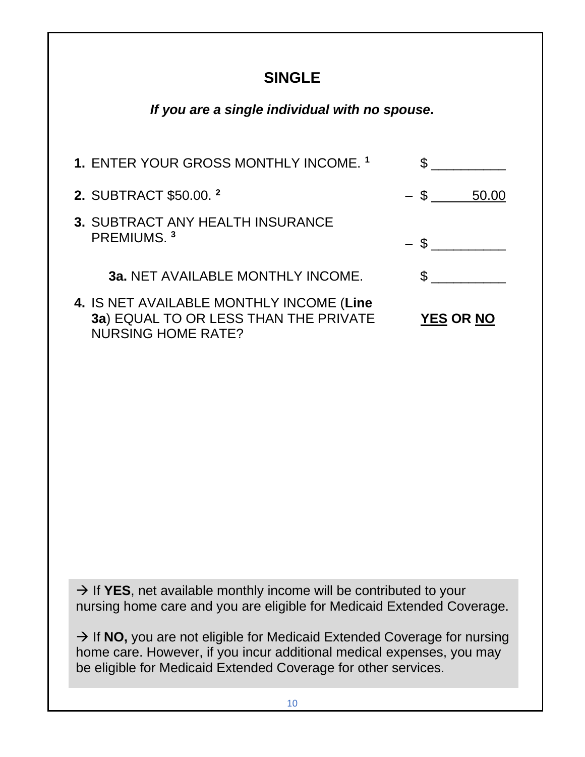## SINGLE

***If you are a single individual with no spouse.***

| | |
|---|---|
| **1.** ENTER YOUR GROSS MONTHLY INCOME. [1] | $ __________ |
| **2.** SUBTRACT $50.00. [2] | – $ 50.00 |
| **3.** SUBTRACT ANY HEALTH INSURANCE PREMIUMS. [3] | – $ __________ |
| **3a.** NET AVAILABLE MONTHLY INCOME. | $ __________ |
| **4.** IS NET AVAILABLE MONTHLY INCOME (**Line 3a**) EQUAL TO OR LESS THAN THE PRIVATE NURSING HOME RATE? | **YES OR NO** |

→ If **YES**, net available monthly income will be contributed to your nursing home care and you are eligible for Medicaid Extended Coverage.

→ If **NO,** you are not eligible for Medicaid Extended Coverage for nursing home care. However, if you incur additional medical expenses, you may be eligible for Medicaid Extended Coverage for other services.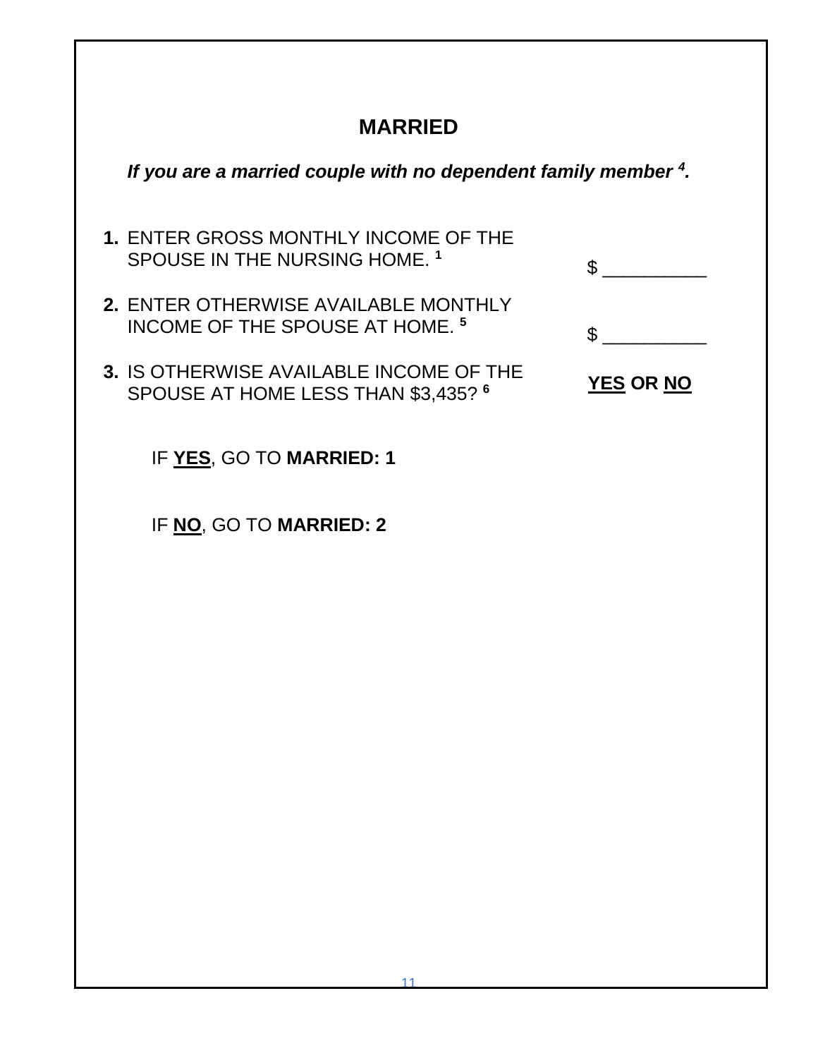# MARRIED

***If you are a married couple with no dependent family member [4].***

1. ENTER GROSS MONTHLY INCOME OF THE SPOUSE IN THE NURSING HOME. [1] $ __________

2. ENTER OTHERWISE AVAILABLE MONTHLY INCOME OF THE SPOUSE AT HOME. [5] $ __________

3. IS OTHERWISE AVAILABLE INCOME OF THE SPOUSE AT HOME LESS THAN $3,435? [6] **<u>YES</u> OR <u>NO</u>**

IF **<u>YES</u>**, GO TO **MARRIED: 1**

IF **<u>NO</u>**, GO TO **MARRIED: 2**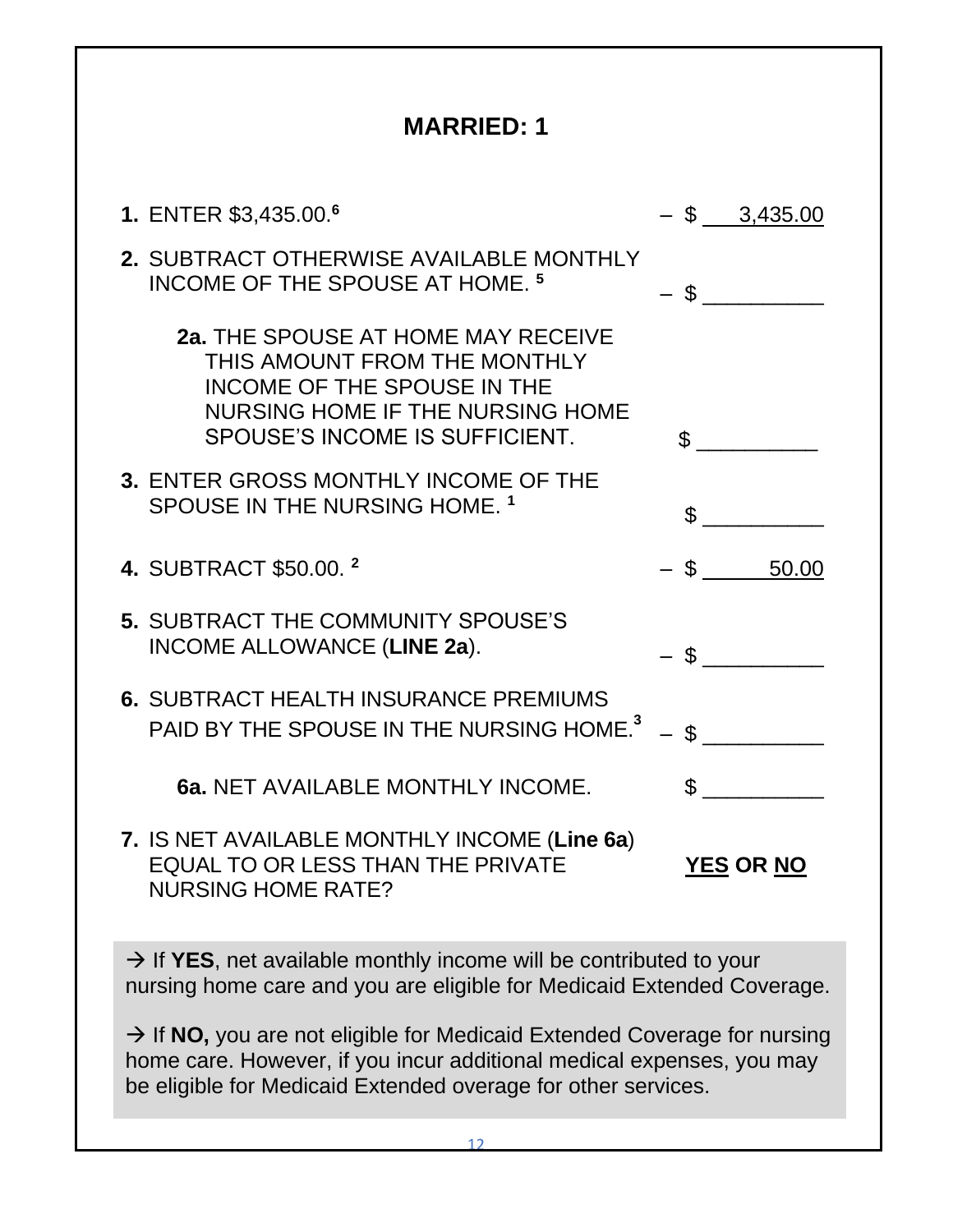## MARRIED: 1

| | |
|---|---|
| **1.** ENTER $3,435.00.[6] | – $ 3,435.00 |
| **2.** SUBTRACT OTHERWISE AVAILABLE MONTHLY INCOME OF THE SPOUSE AT HOME. [5] | – $ __________ |
| **2a.** THE SPOUSE AT HOME MAY RECEIVE THIS AMOUNT FROM THE MONTHLY INCOME OF THE SPOUSE IN THE NURSING HOME IF THE NURSING HOME SPOUSE'S INCOME IS SUFFICIENT. | $ __________ |
| **3.** ENTER GROSS MONTHLY INCOME OF THE SPOUSE IN THE NURSING HOME. [1] | $ __________ |
| **4.** SUBTRACT $50.00. [2] | – $ 50.00 |
| **5.** SUBTRACT THE COMMUNITY SPOUSE'S INCOME ALLOWANCE (**LINE 2a**). | – $ __________ |
| **6.** SUBTRACT HEALTH INSURANCE PREMIUMS PAID BY THE SPOUSE IN THE NURSING HOME.[3] | – $ __________ |
| **6a.** NET AVAILABLE MONTHLY INCOME. | $ __________ |
| **7.** IS NET AVAILABLE MONTHLY INCOME (**Line 6a**) EQUAL TO OR LESS THAN THE PRIVATE NURSING HOME RATE? | **YES OR NO** |

→ If **YES**, net available monthly income will be contributed to your nursing home care and you are eligible for Medicaid Extended Coverage.

→ If **NO,** you are not eligible for Medicaid Extended Coverage for nursing home care. However, if you incur additional medical expenses, you may be eligible for Medicaid Extended overage for other services.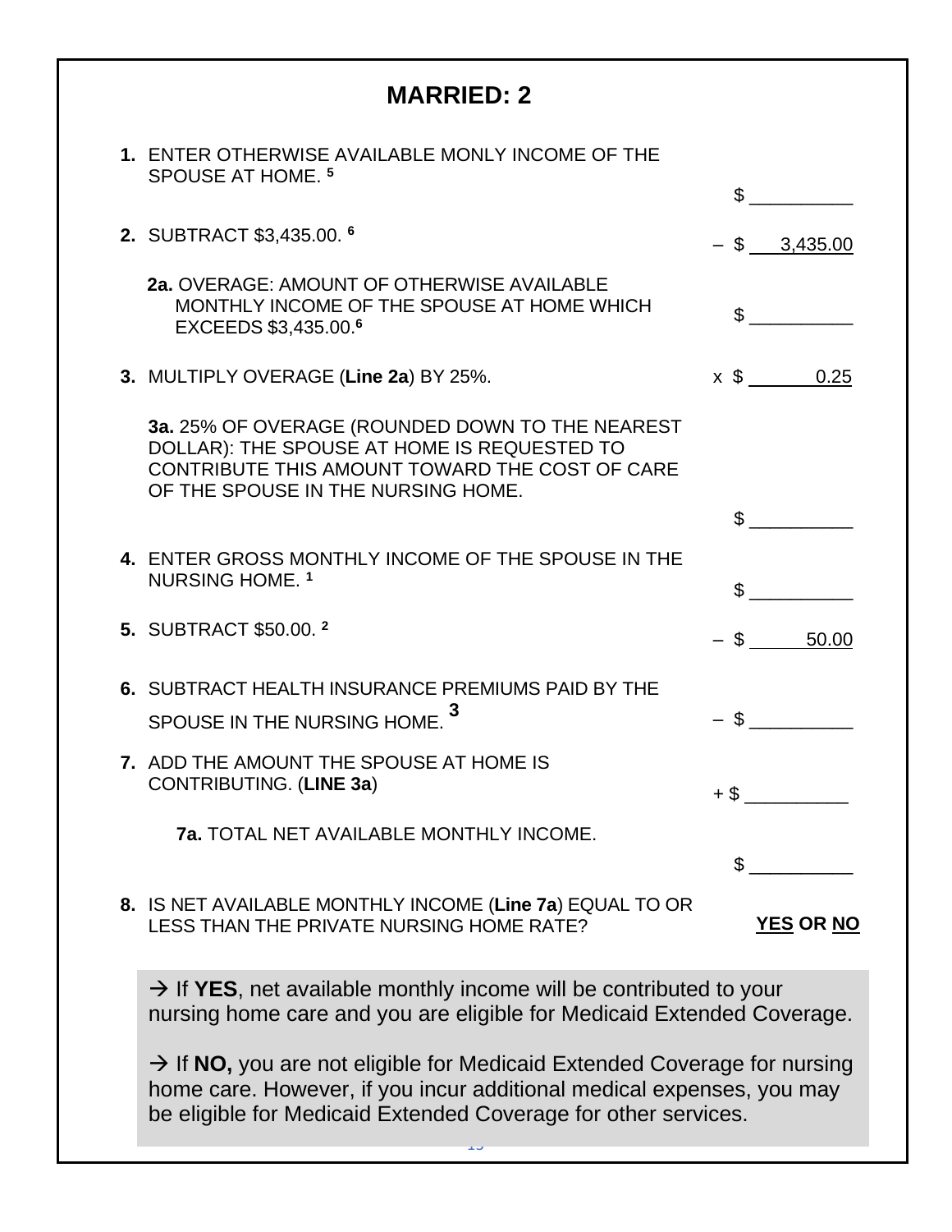# MARRIED: 2

| | | |
|---|---|---|
| **1.** | ENTER OTHERWISE AVAILABLE MONLY INCOME OF THE SPOUSE AT HOME. [5] | $ __________ |
| **2.** | SUBTRACT $3,435.00. [6] | – $ 3,435.00 |
| **2a.** | OVERAGE: AMOUNT OF OTHERWISE AVAILABLE MONTHLY INCOME OF THE SPOUSE AT HOME WHICH EXCEEDS $3,435.00.[6] | $ __________ |
| **3.** | MULTIPLY OVERAGE (**Line 2a**) BY 25%. | x $ 0.25 |
| **3a.** | 25% OF OVERAGE (ROUNDED DOWN TO THE NEAREST DOLLAR): THE SPOUSE AT HOME IS REQUESTED TO CONTRIBUTE THIS AMOUNT TOWARD THE COST OF CARE OF THE SPOUSE IN THE NURSING HOME. | $ __________ |
| **4.** | ENTER GROSS MONTHLY INCOME OF THE SPOUSE IN THE NURSING HOME. [1] | $ __________ |
| **5.** | SUBTRACT $50.00. [2] | – $ 50.00 |
| **6.** | SUBTRACT HEALTH INSURANCE PREMIUMS PAID BY THE SPOUSE IN THE NURSING HOME. [3] | – $ __________ |
| **7.** | ADD THE AMOUNT THE SPOUSE AT HOME IS CONTRIBUTING. (**LINE 3a**) | + $ __________ |
| **7a.** | TOTAL NET AVAILABLE MONTHLY INCOME. | $ __________ |
| **8.** | IS NET AVAILABLE MONTHLY INCOME (**Line 7a**) EQUAL TO OR LESS THAN THE PRIVATE NURSING HOME RATE? | **YES OR NO** |

→ If **YES**, net available monthly income will be contributed to your nursing home care and you are eligible for Medicaid Extended Coverage.

→ If **NO,** you are not eligible for Medicaid Extended Coverage for nursing home care. However, if you incur additional medical expenses, you may be eligible for Medicaid Extended Coverage for other services.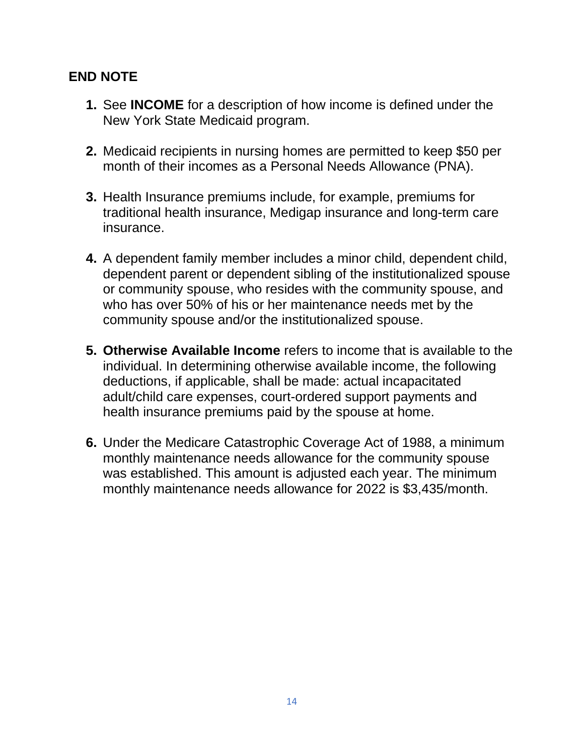## END NOTE

1. See **INCOME** for a description of how income is defined under the New York State Medicaid program.

2. Medicaid recipients in nursing homes are permitted to keep $50 per month of their incomes as a Personal Needs Allowance (PNA).

3. Health Insurance premiums include, for example, premiums for traditional health insurance, Medigap insurance and long-term care insurance.

4. A dependent family member includes a minor child, dependent child, dependent parent or dependent sibling of the institutionalized spouse or community spouse, who resides with the community spouse, and who has over 50% of his or her maintenance needs met by the community spouse and/or the institutionalized spouse.

5. **Otherwise Available Income** refers to income that is available to the individual. In determining otherwise available income, the following deductions, if applicable, shall be made: actual incapacitated adult/child care expenses, court-ordered support payments and health insurance premiums paid by the spouse at home.

6. Under the Medicare Catastrophic Coverage Act of 1988, a minimum monthly maintenance needs allowance for the community spouse was established. This amount is adjusted each year. The minimum monthly maintenance needs allowance for 2022 is $3,435/month.